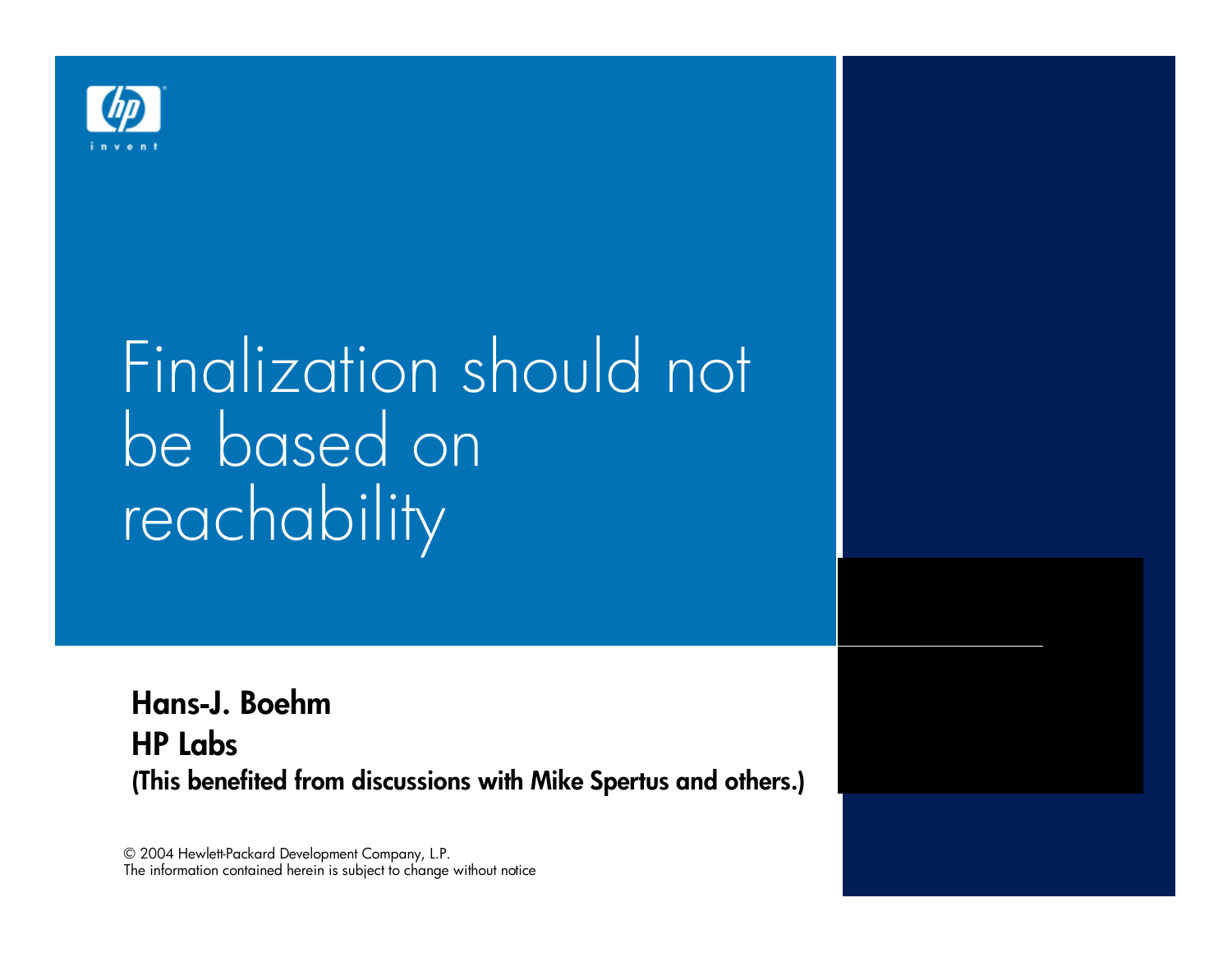# Finalization should not be based on reachability

**Hans-J. Boehm**
**HP Labs**
**(This benefited from discussions with Mike Spertus and others.)**

© 2004 Hewlett-Packard Development Company, L.P.
The information contained herein is subject to change without notice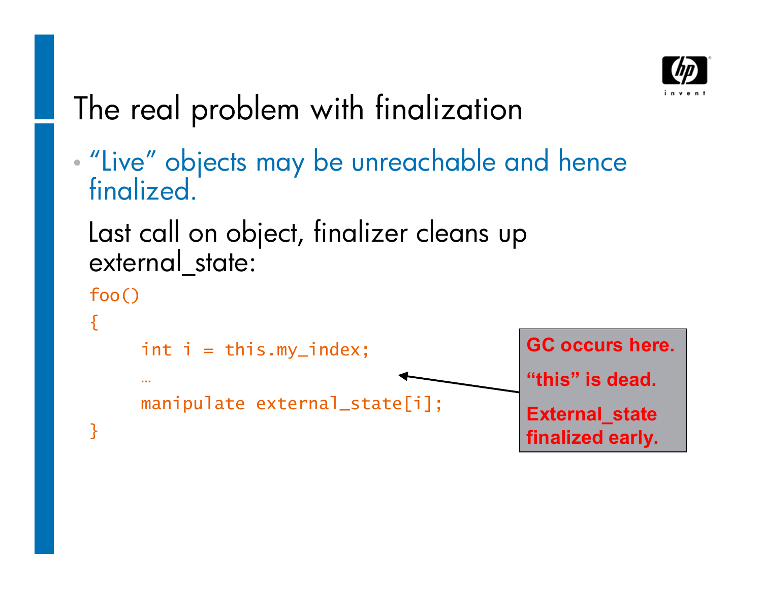# The real problem with finalization

- "Live" objects may be unreachable and hence finalized.

Last call on object, finalizer cleans up external_state:

```
foo()
{
     int i = this.my_index;
     …
     manipulate external_state[i];
}
```

**GC occurs here.**

**"this" is dead.**

**External_state finalized early.**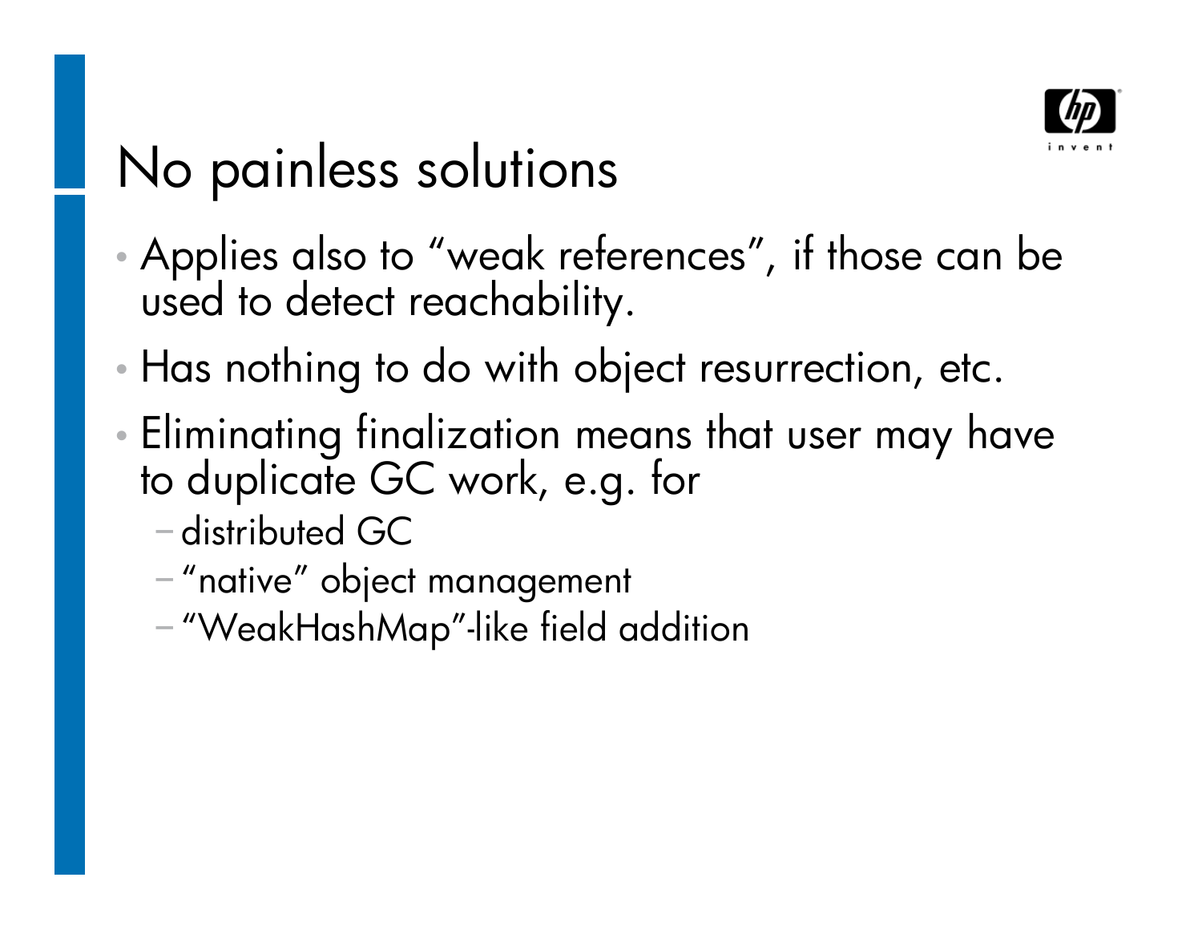# No painless solutions

- Applies also to "weak references", if those can be used to detect reachability.
- Has nothing to do with object resurrection, etc.
- Eliminating finalization means that user may have to duplicate GC work, e.g. for
  - distributed GC
  - "native" object management
  - "WeakHashMap"-like field addition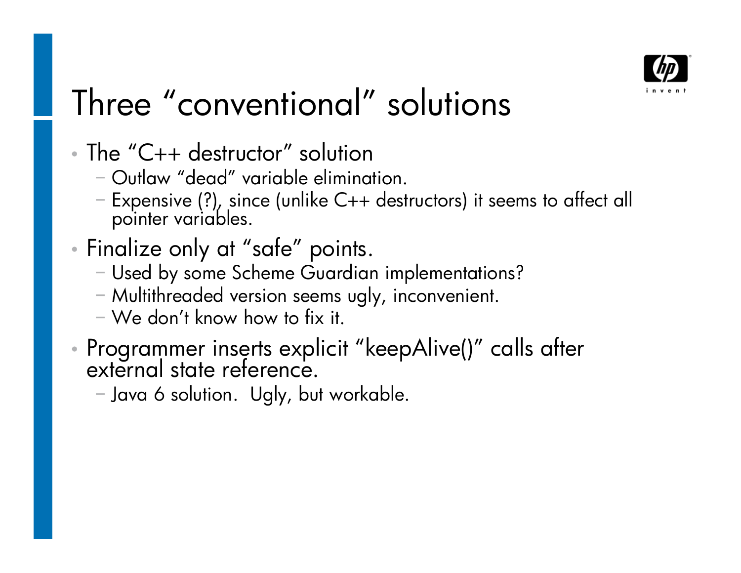# Three "conventional" solutions

- The "C++ destructor" solution
  - Outlaw "dead" variable elimination.
  - Expensive (?), since (unlike C++ destructors) it seems to affect all pointer variables.
- Finalize only at "safe" points.
  - Used by some Scheme Guardian implementations?
  - Multithreaded version seems ugly, inconvenient.
  - We don't know how to fix it.
- Programmer inserts explicit "keepAlive()" calls after external state reference.
  - Java 6 solution. Ugly, but workable.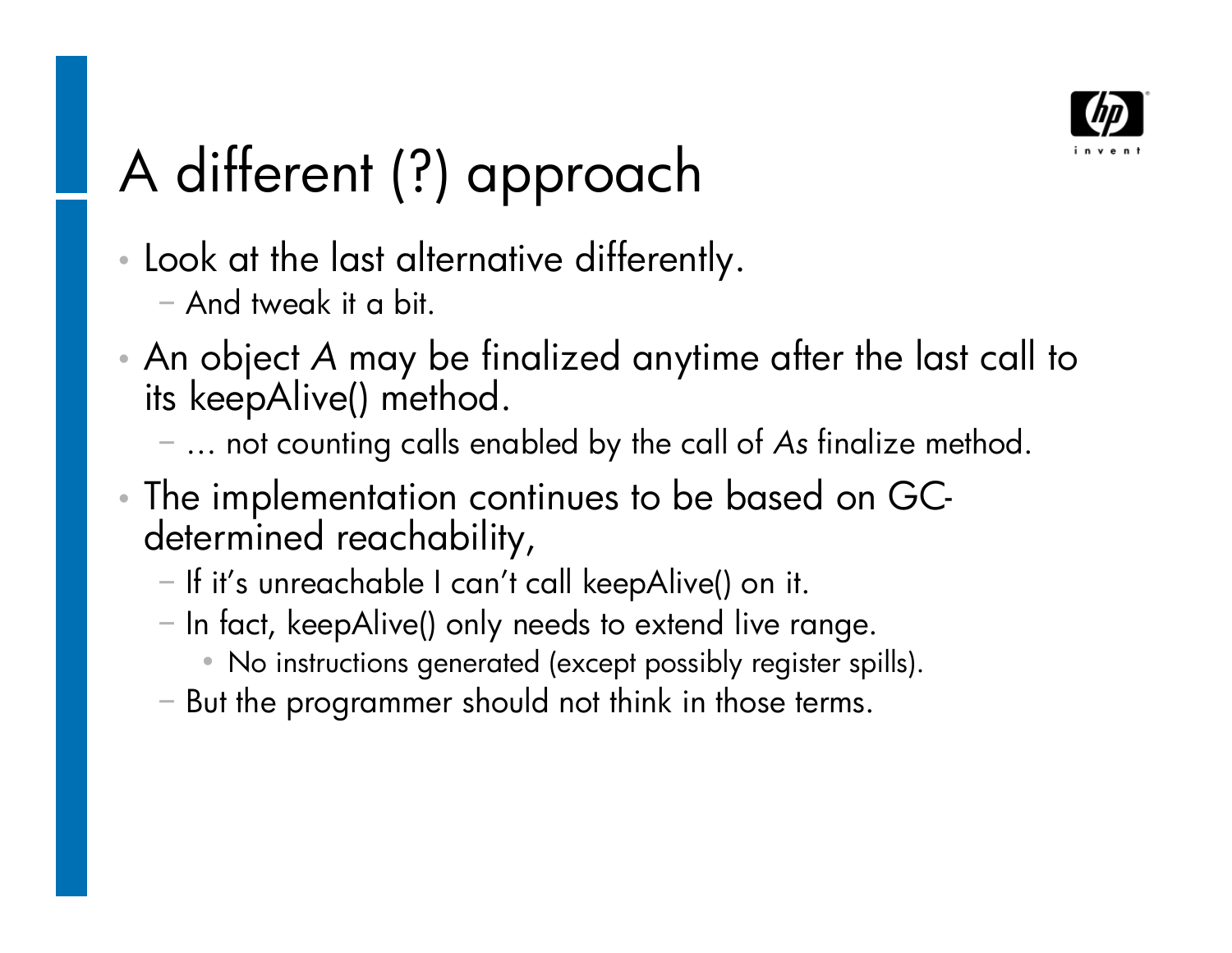# A different (?) approach

- Look at the last alternative differently.
  - And tweak it a bit.
- An object *A* may be finalized anytime after the last call to its keepAlive() method.
  - … not counting calls enabled by the call of *A*s finalize method.
- The implementation continues to be based on GC-determined reachability,
  - If it's unreachable I can't call keepAlive() on it.
  - In fact, keepAlive() only needs to extend live range.
    - No instructions generated (except possibly register spills).
  - But the programmer should not think in those terms.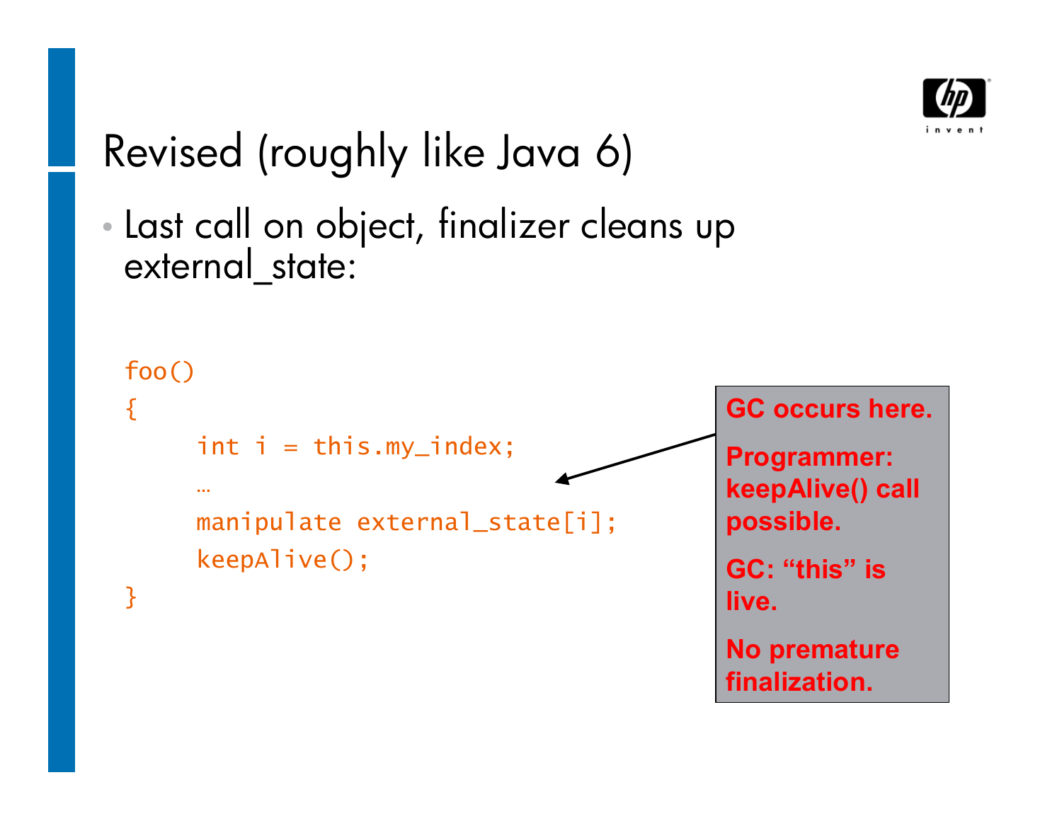# Revised (roughly like Java 6)

- Last call on object, finalizer cleans up external_state:

```
foo()
{
     int i = this.my_index;
     …
     manipulate external_state[i];
     keepAlive();
}
```

**GC occurs here.**

**Programmer: keepAlive() call possible.**

**GC: “this” is live.**

**No premature finalization.**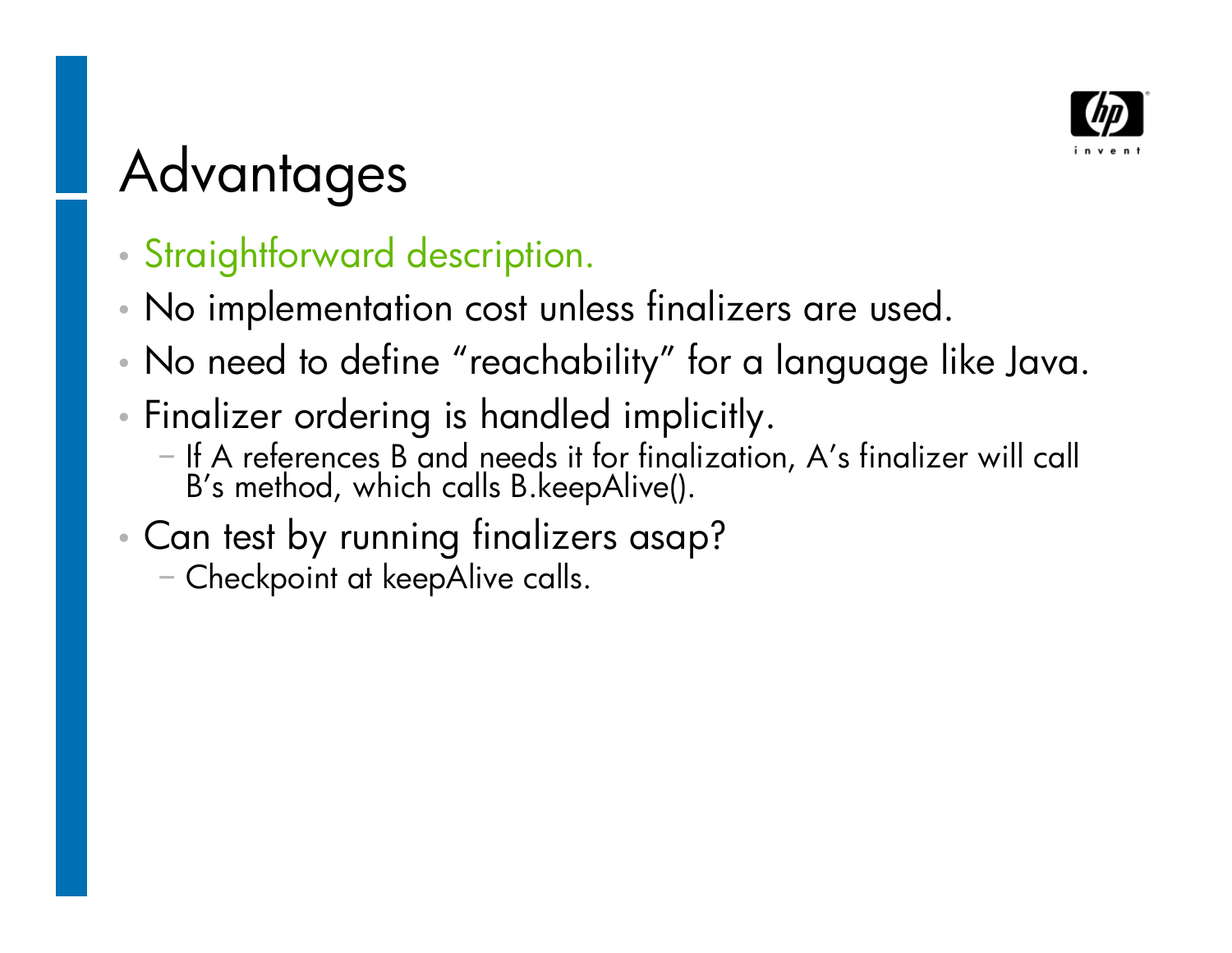# Advantages

- Straightforward description.
- No implementation cost unless finalizers are used.
- No need to define “reachability” for a language like Java.
- Finalizer ordering is handled implicitly.
  - If A references B and needs it for finalization, A’s finalizer will call B’s method, which calls B.keepAlive().
- Can test by running finalizers asap?
  - Checkpoint at keepAlive calls.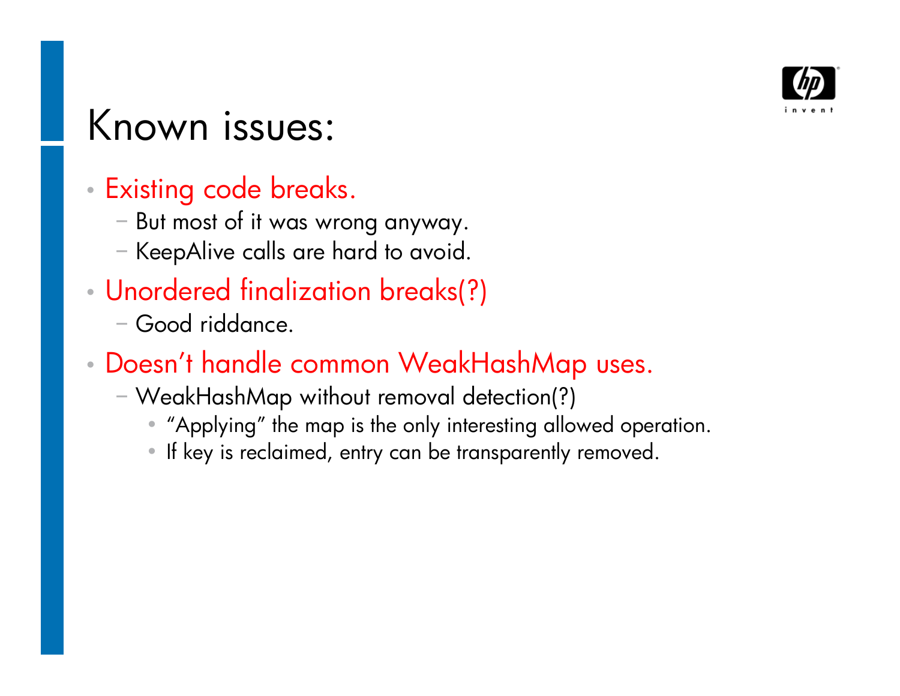# Known issues:

- Existing code breaks.
  - But most of it was wrong anyway.
  - KeepAlive calls are hard to avoid.
- Unordered finalization breaks(?)
  - Good riddance.
- Doesn't handle common WeakHashMap uses.
  - WeakHashMap without removal detection(?)
    - "Applying" the map is the only interesting allowed operation.
    - If key is reclaimed, entry can be transparently removed.